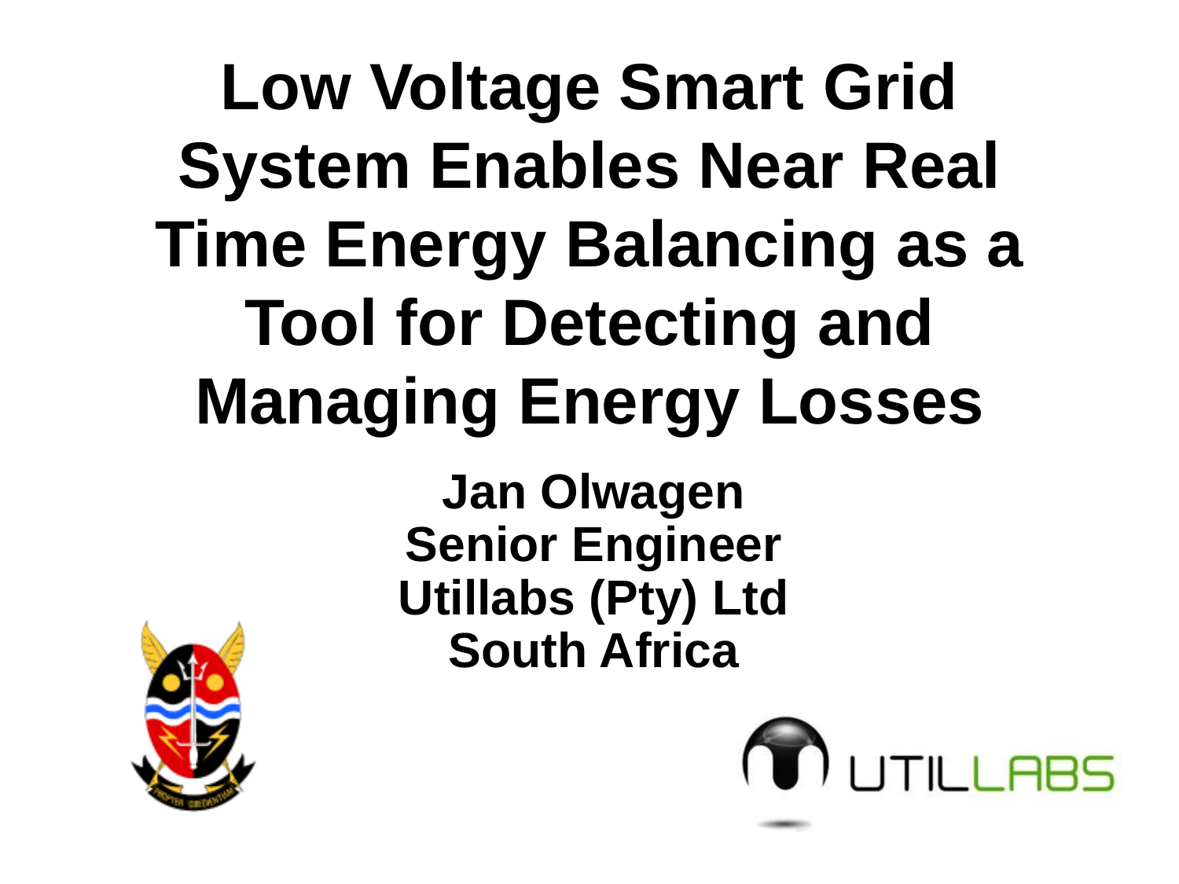# Low Voltage Smart Grid System Enables Near Real Time Energy Balancing as a Tool for Detecting and Managing Energy Losses

**Jan Olwagen**
**Senior Engineer**
**Utillabs (Pty) Ltd**
**South Africa**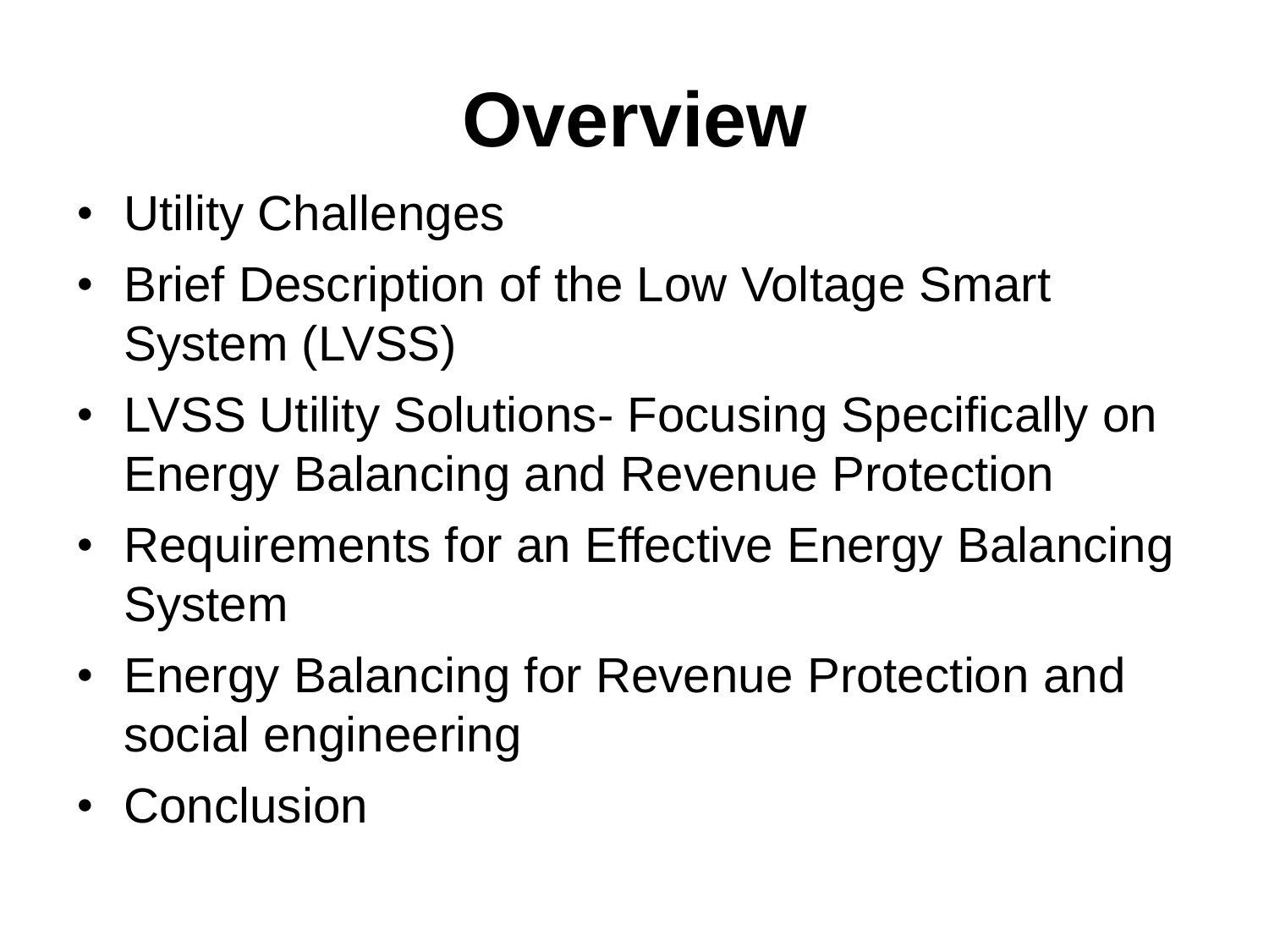# Overview

- Utility Challenges
- Brief Description of the Low Voltage Smart System (LVSS)
- LVSS Utility Solutions- Focusing Specifically on Energy Balancing and Revenue Protection
- Requirements for an Effective Energy Balancing System
- Energy Balancing for Revenue Protection and social engineering
- Conclusion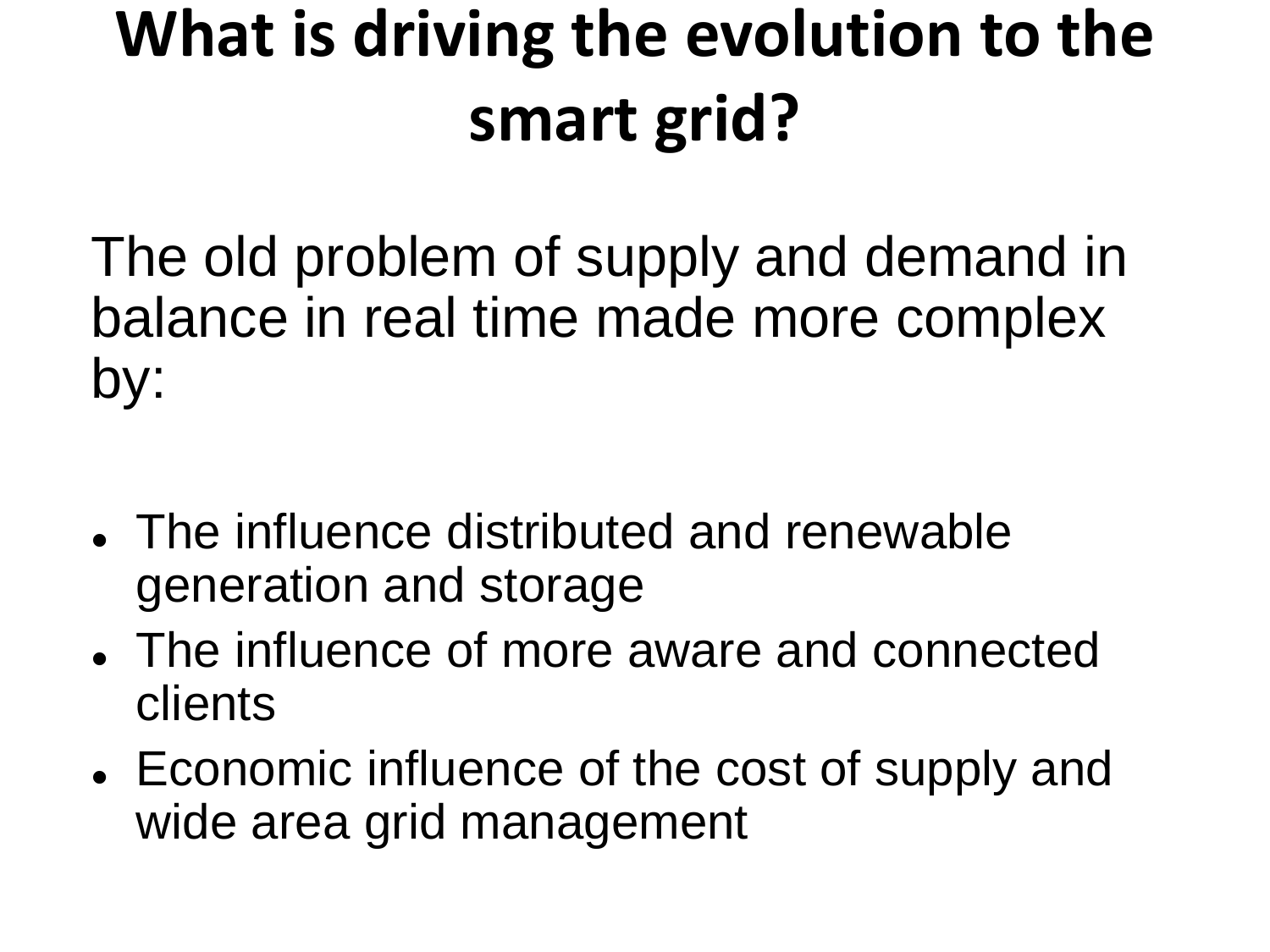# What is driving the evolution to the smart grid?

The old problem of supply and demand in balance in real time made more complex by:

- The influence distributed and renewable generation and storage
- The influence of more aware and connected clients
- Economic influence of the cost of supply and wide area grid management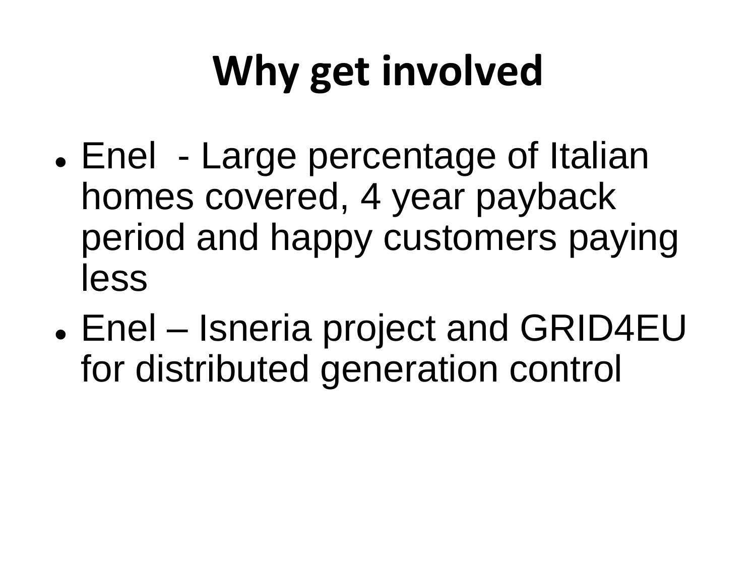# Why get involved

- Enel  - Large percentage of Italian homes covered, 4 year payback period and happy customers paying less
- Enel – Isneria project and GRID4EU for distributed generation control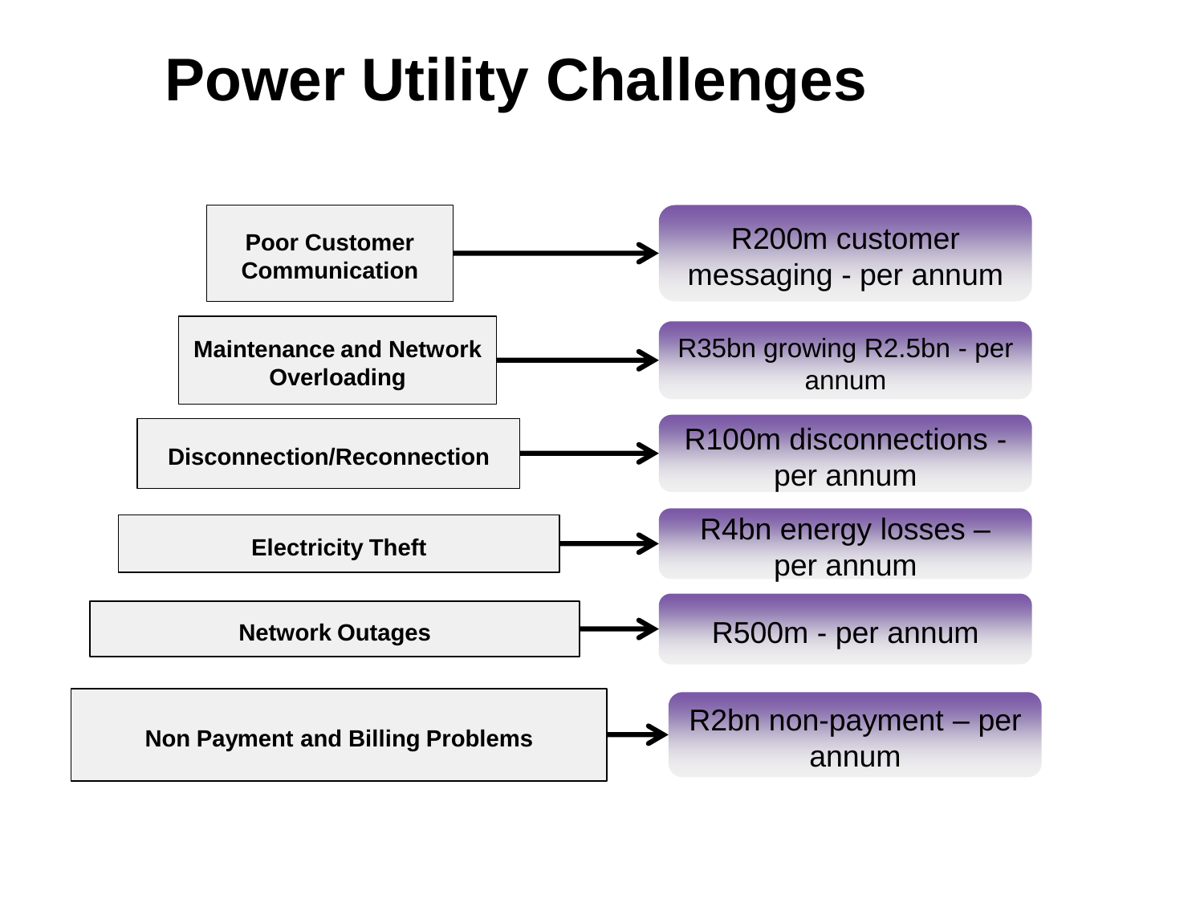# Power Utility Challenges

| | |
|---|---|
| **Poor Customer Communication** | R200m customer messaging - per annum |
| **Maintenance and Network Overloading** | R35bn growing R2.5bn - per annum |
| **Disconnection/Reconnection** | R100m disconnections - per annum |
| **Electricity Theft** | R4bn energy losses – per annum |
| **Network Outages** | R500m - per annum |
| **Non Payment and Billing Problems** | R2bn non-payment – per annum |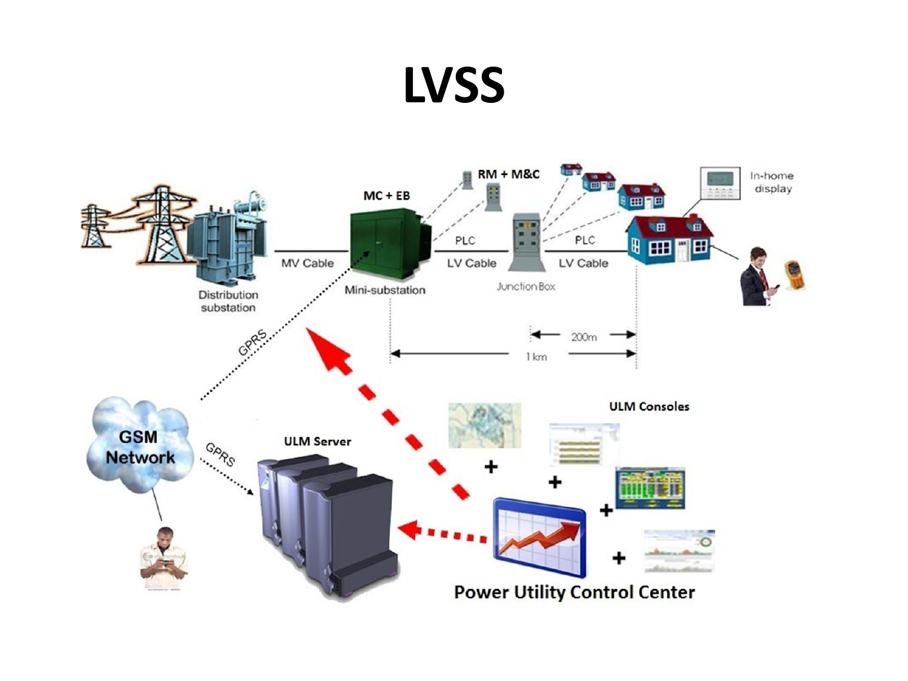# LVSS

Distribution substation

MV Cable

MC + EB

Mini-substation

RM + M&C

PLC

LV Cable

Junction Box

PLC

LV Cable

In-home display

200m

1 km

GPRS

GSM Network

GPRS

ULM Server

ULM Consoles

+

+

+

+

Power Utility Control Center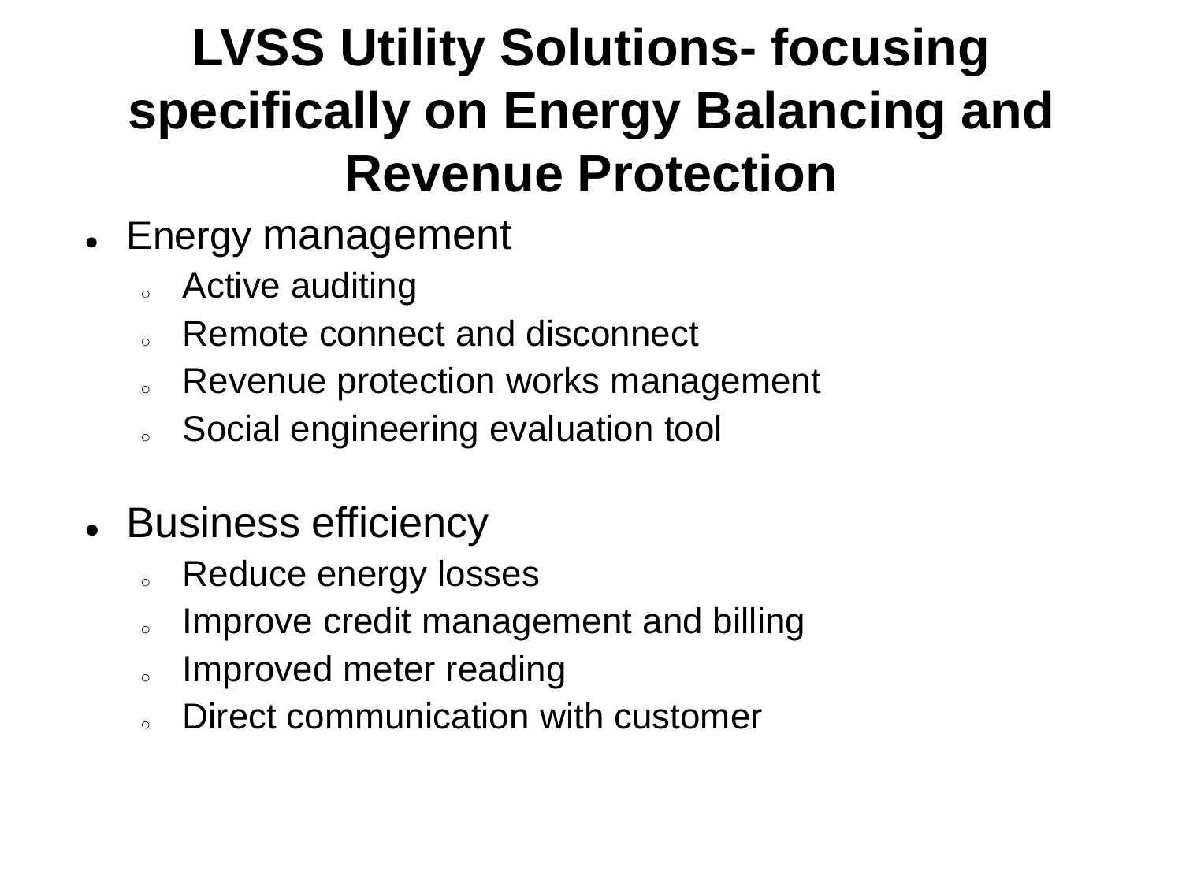# LVSS Utility Solutions- focusing specifically on Energy Balancing and Revenue Protection

- Energy management
  - Active auditing
  - Remote connect and disconnect
  - Revenue protection works management
  - Social engineering evaluation tool

- Business efficiency
  - Reduce energy losses
  - Improve credit management and billing
  - Improved meter reading
  - Direct communication with customer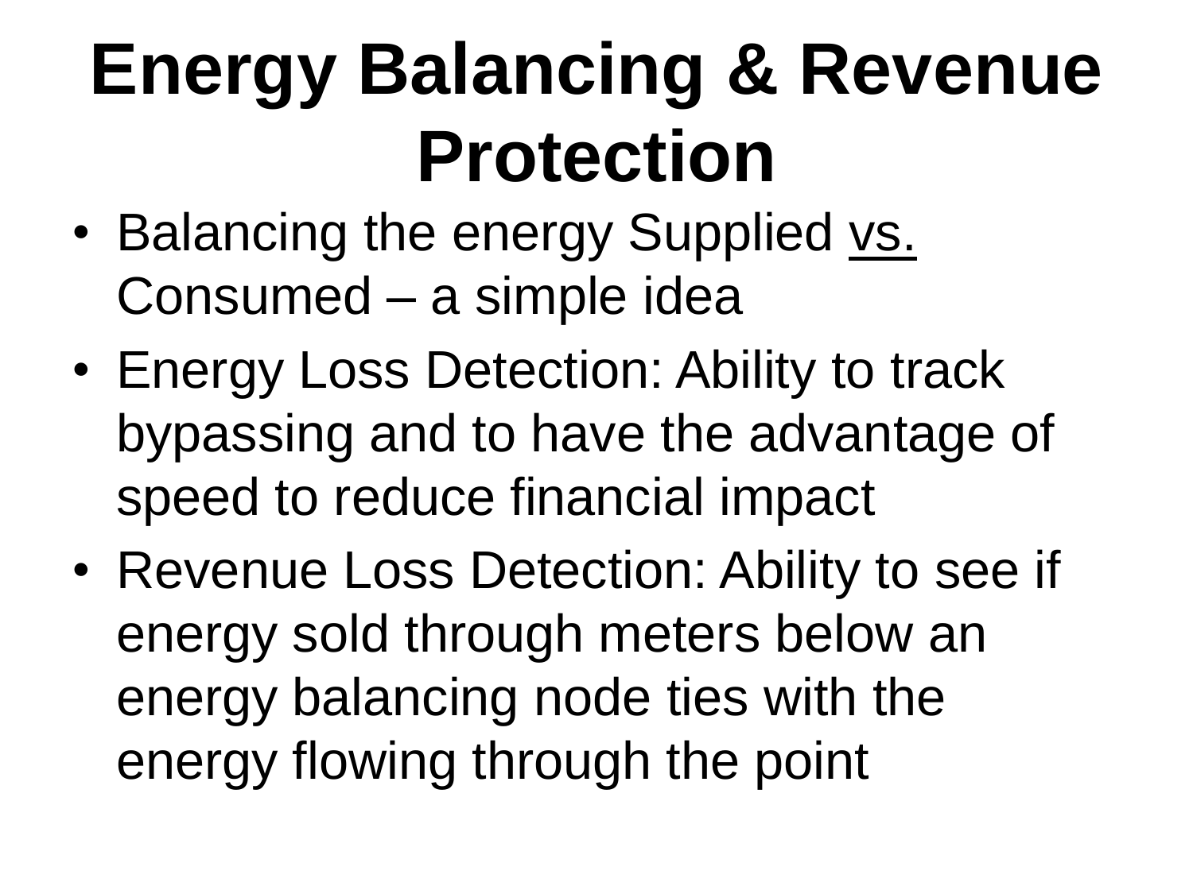# Energy Balancing & Revenue Protection

- Balancing the energy Supplied <u>vs.</u> Consumed – a simple idea
- Energy Loss Detection: Ability to track bypassing and to have the advantage of speed to reduce financial impact
- Revenue Loss Detection: Ability to see if energy sold through meters below an energy balancing node ties with the energy flowing through the point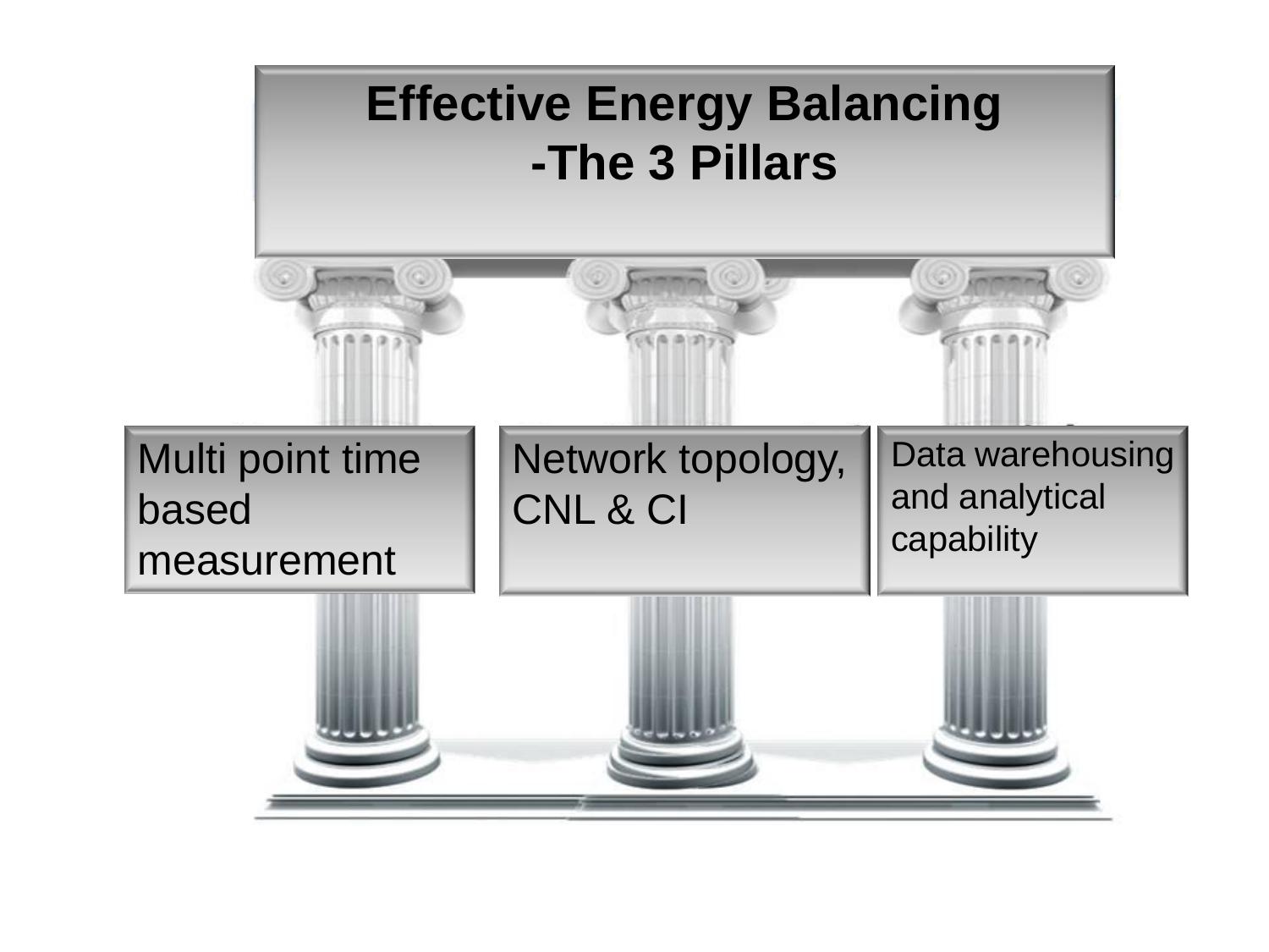# Effective Energy Balancing -The 3 Pillars

Multi point time based measurement

Network topology, CNL & CI

Data warehousing and analytical capability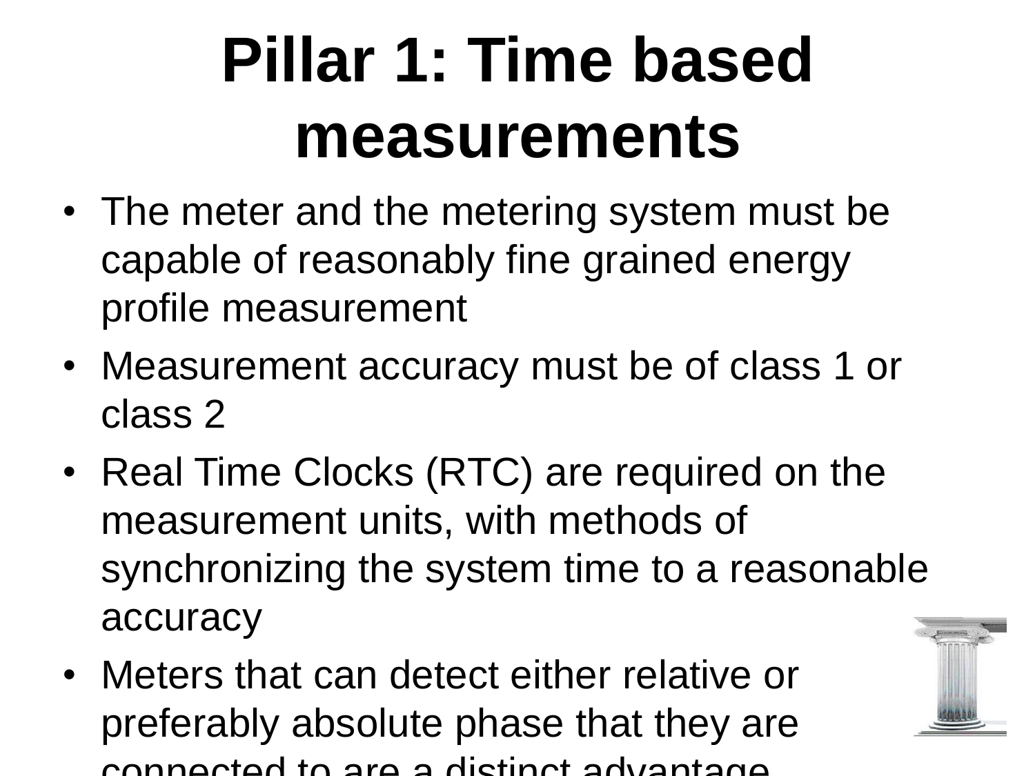# Pillar 1: Time based measurements

- The meter and the metering system must be capable of reasonably fine grained energy profile measurement
- Measurement accuracy must be of class 1 or class 2
- Real Time Clocks (RTC) are required on the measurement units, with methods of synchronizing the system time to a reasonable accuracy
- Meters that can detect either relative or preferably absolute phase that they are connected to are a distinct advantage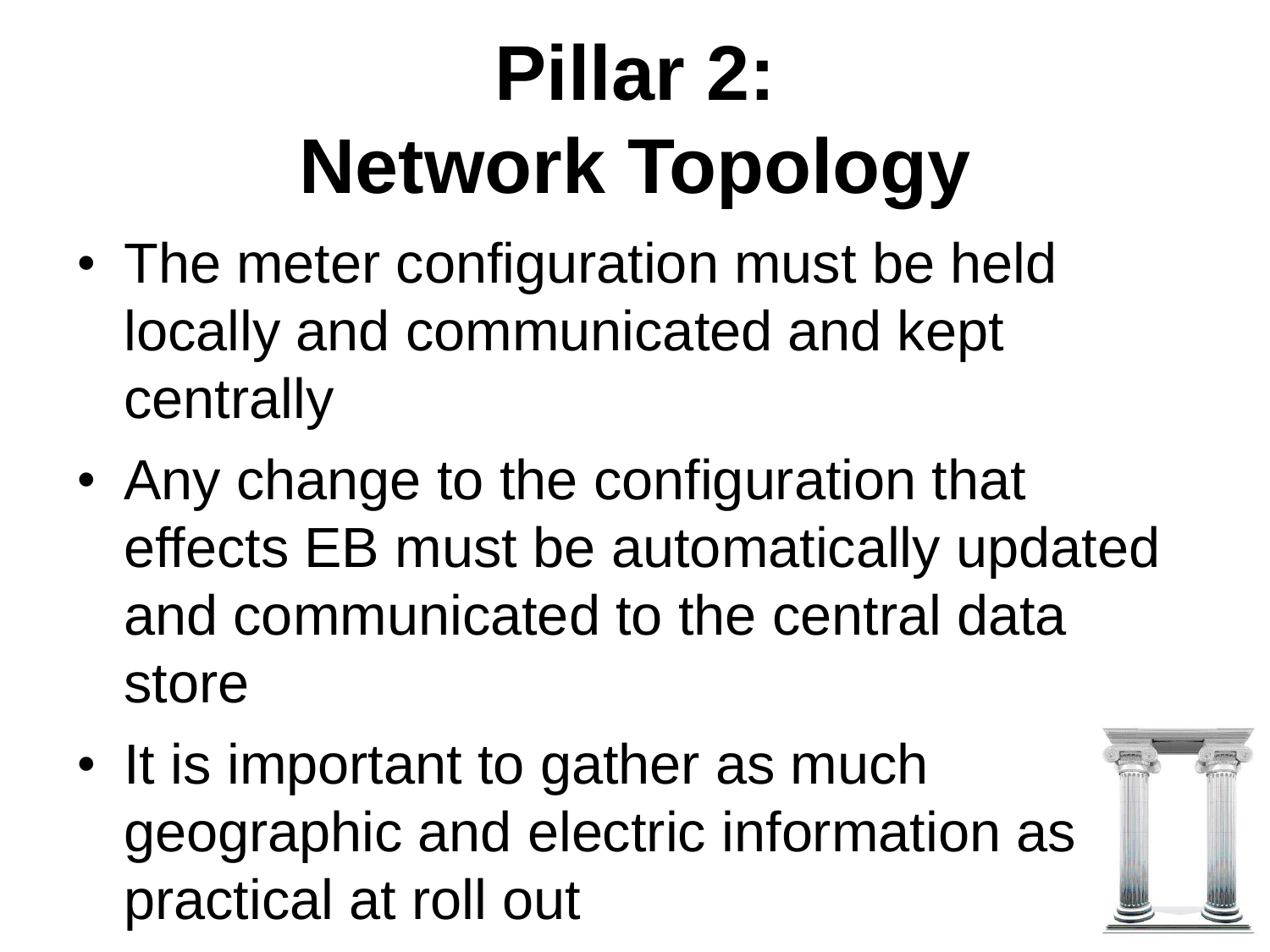# Pillar 2:
# Network Topology

- The meter configuration must be held locally and communicated and kept centrally
- Any change to the configuration that effects EB must be automatically updated and communicated to the central data store
- It is important to gather as much geographic and electric information as practical at roll out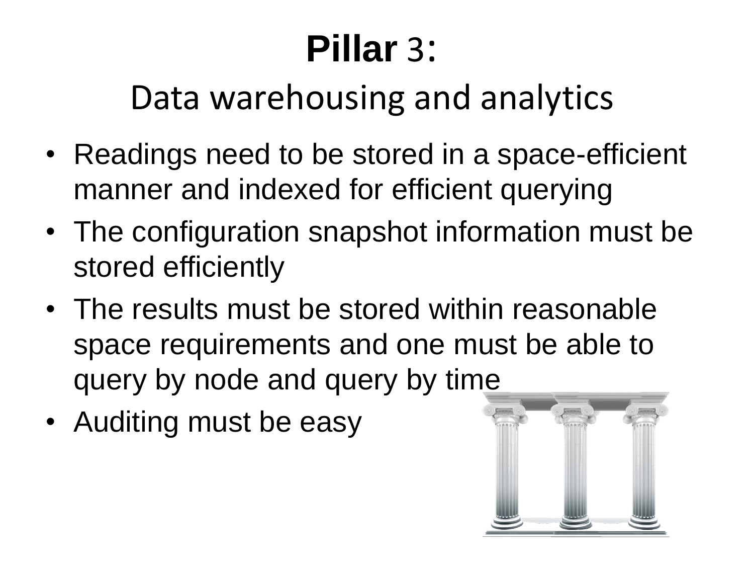# **Pillar** 3:
## Data warehousing and analytics

- Readings need to be stored in a space-efficient manner and indexed for efficient querying
- The configuration snapshot information must be stored efficiently
- The results must be stored within reasonable space requirements and one must be able to query by node and query by time
- Auditing must be easy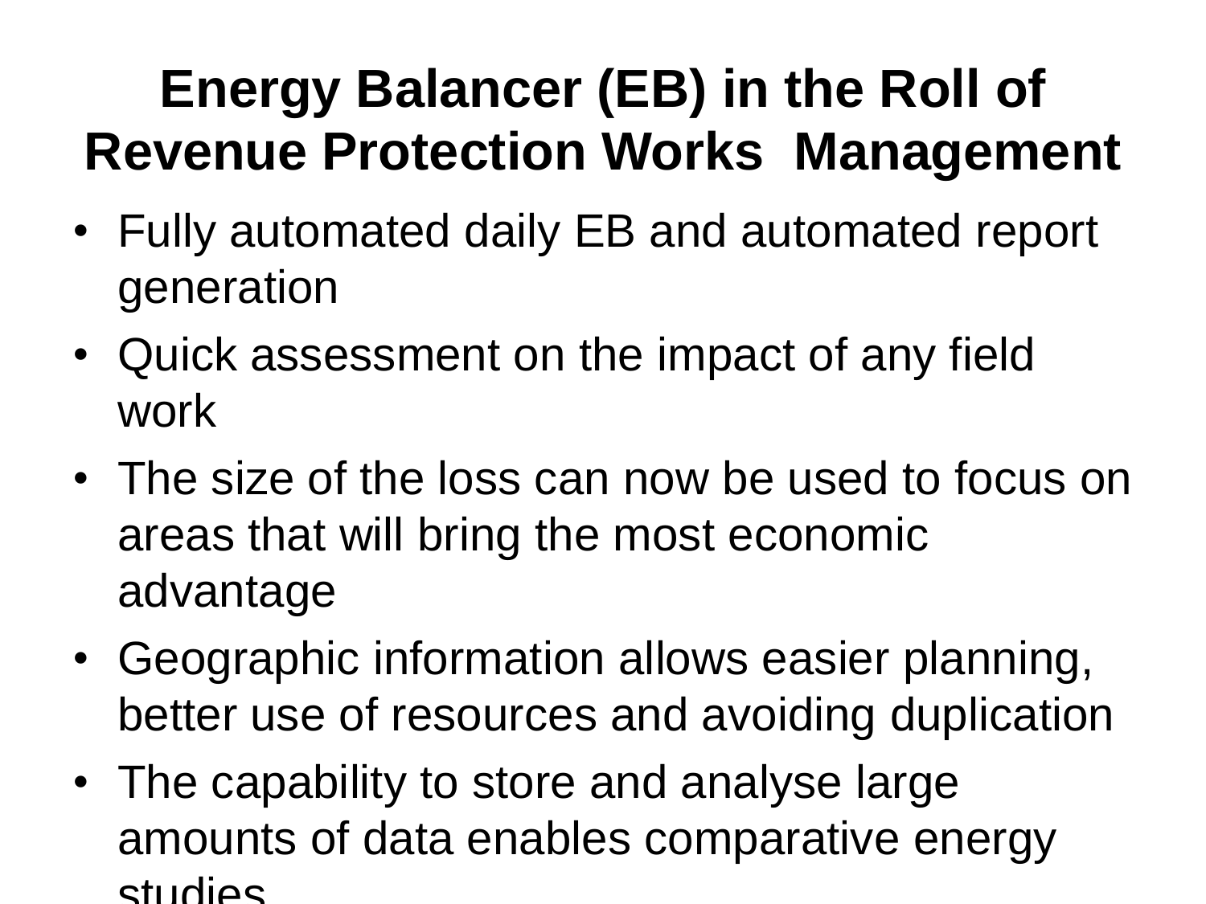# Energy Balancer (EB) in the Roll of Revenue Protection Works Management

- Fully automated daily EB and automated report generation
- Quick assessment on the impact of any field work
- The size of the loss can now be used to focus on areas that will bring the most economic advantage
- Geographic information allows easier planning, better use of resources and avoiding duplication
- The capability to store and analyse large amounts of data enables comparative energy studies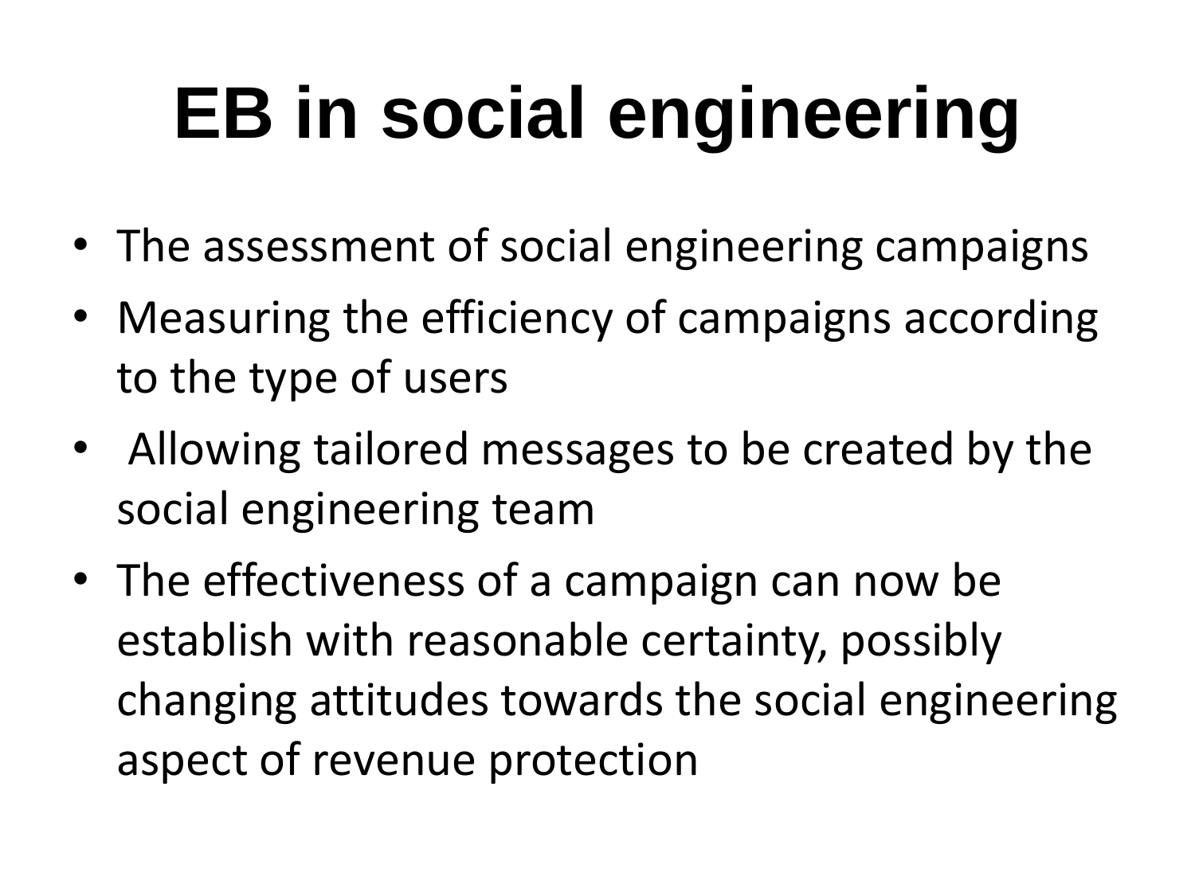# EB in social engineering

- The assessment of social engineering campaigns
- Measuring the efficiency of campaigns according to the type of users
- Allowing tailored messages to be created by the social engineering team
- The effectiveness of a campaign can now be establish with reasonable certainty, possibly changing attitudes towards the social engineering aspect of revenue protection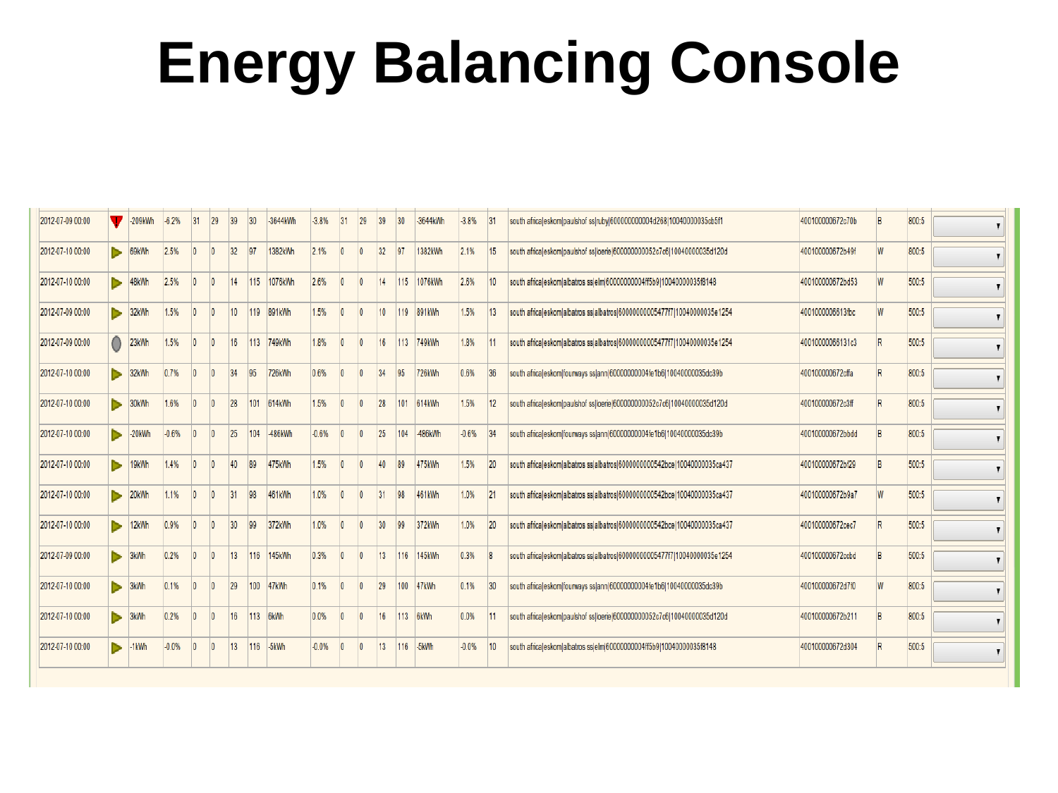# Energy Balancing Console

| | | | | | | | | | | | | | | | | | | | | | |
|---|---|---|---|---|---|---|---|---|---|---|---|---|---|---|---|---|---|---|---|---|---|
| 2012-07-09 00:00 | | -209kWh | -6.2% | 31 | 29 | 39 | 30 | -3644kWh | -3.8% | 31 | 29 | 39 | 30 | -3644kWh | -3.8% | 31 | south africa\|eskom\|paulshof ss\|ruby\|600000000004d268\|10040000035cb5f1 | 400100000672c70b | B | 800:5 | |
| 2012-07-10 00:00 | | 69kWh | 2.5% | 0 | 0 | 32 | 97 | 1382kWh | 2.1% | 0 | 0 | 32 | 97 | 1382kWh | 2.1% | 15 | south africa\|eskom\|paulshof ss\|loerie\|600000000052c7c6\|10040000035d120d | 400100000672b49f | W | 800:5 | |
| 2012-07-10 00:00 | | 48kWh | 2.5% | 0 | 0 | 14 | 115 | 1076kWh | 2.6% | 0 | 0 | 14 | 115 | 1076kWh | 2.6% | 10 | south africa\|eskom\|albatros ss\|elm\|60000000004ff5b9\|10040000035f8148 | 400100000672bd53 | W | 500:5 | |
| 2012-07-09 00:00 | | 32kWh | 1.5% | 0 | 0 | 10 | 119 | 891kWh | 1.5% | 0 | 0 | 10 | 119 | 891kWh | 1.5% | 13 | south africa\|eskom\|albatros ss\|albatros\|60000000005477f7\|10040000035e1254 | 4001000006613fbc | W | 500:5 | |
| 2012-07-09 00:00 | | 23kWh | 1.5% | 0 | 0 | 16 | 113 | 749kWh | 1.8% | 0 | 0 | 16 | 113 | 749kWh | 1.8% | 11 | south africa\|eskom\|albatros ss\|albatros\|60000000005477f7\|10040000035e1254 | 40010000066131c3 | R | 500:5 | |
| 2012-07-10 00:00 | | 32kWh | 0.7% | 0 | 0 | 34 | 95 | 726kWh | 0.6% | 0 | 0 | 34 | 95 | 726kWh | 0.6% | 36 | south africa\|eskom\|fourways ss\|anni\|60000000004e1b6\|10040000035dc39b | 400100000672cffa | R | 800:5 | |
| 2012-07-10 00:00 | | 30kWh | 1.6% | 0 | 0 | 28 | 101 | 614kWh | 1.5% | 0 | 0 | 28 | 101 | 614kWh | 1.5% | 12 | south africa\|eskom\|paulshof ss\|loerie\|600000000052c7c6\|10040000035d120d | 400100000672c3ff | R | 800:5 | |
| 2012-07-10 00:00 | | -20kWh | -0.6% | 0 | 0 | 25 | 104 | -486kWh | -0.6% | 0 | 0 | 25 | 104 | -486kWh | -0.6% | 34 | south africa\|eskom\|fourways ss\|anni\|60000000004e1b6\|10040000035dc39b | 400100000672bbdd | B | 800:5 | |
| 2012-07-10 00:00 | | 19kWh | 1.4% | 0 | 0 | 40 | 89 | 475kWh | 1.5% | 0 | 0 | 40 | 89 | 475kWh | 1.5% | 20 | south africa\|eskom\|albatros ss\|albatros\|6000000000542bca\|10040000035ca437 | 400100000672bf29 | B | 500:5 | |
| 2012-07-10 00:00 | | 20kWh | 1.1% | 0 | 0 | 31 | 98 | 461kWh | 1.0% | 0 | 0 | 31 | 98 | 461kWh | 1.0% | 21 | south africa\|eskom\|albatros ss\|albatros\|6000000000542bca\|10040000035ca437 | 400100000672b9a7 | W | 500:5 | |
| 2012-07-10 00:00 | | 12kWh | 0.9% | 0 | 0 | 30 | 99 | 372kWh | 1.0% | 0 | 0 | 30 | 99 | 372kWh | 1.0% | 20 | south africa\|eskom\|albatros ss\|albatros\|6000000000542bca\|10040000035ca437 | 400100000672cec7 | R | 500:5 | |
| 2012-07-09 00:00 | | 3kWh | 0.2% | 0 | 0 | 13 | 116 | 145kWh | 0.3% | 0 | 0 | 13 | 116 | 145kWh | 0.3% | 8 | south africa\|eskom\|albatros ss\|albatros\|60000000005477f7\|10040000035e1254 | 400100000672ccbd | B | 500:5 | |
| 2012-07-10 00:00 | | 3kWh | 0.1% | 0 | 0 | 29 | 100 | 47kWh | 0.1% | 0 | 0 | 29 | 100 | 47kWh | 0.1% | 30 | south africa\|eskom\|fourways ss\|anni\|60000000004e1b6\|10040000035dc39b | 400100000672d7f0 | W | 800:5 | |
| 2012-07-10 00:00 | | 3kWh | 0.2% | 0 | 0 | 16 | 113 | 6kWh | 0.0% | 0 | 0 | 16 | 113 | 6kWh | 0.0% | 11 | south africa\|eskom\|paulshof ss\|loerie\|600000000052c7c6\|10040000035d120d | 400100000672b211 | B | 800:5 | |
| 2012-07-10 00:00 | | -1kWh | -0.0% | 0 | 0 | 13 | 116 | -5kWh | -0.0% | 0 | 0 | 13 | 116 | -5kWh | -0.0% | 10 | south africa\|eskom\|albatros ss\|elm\|60000000004ff5b9\|10040000035f8148 | 400100000672d304 | R | 500:5 | |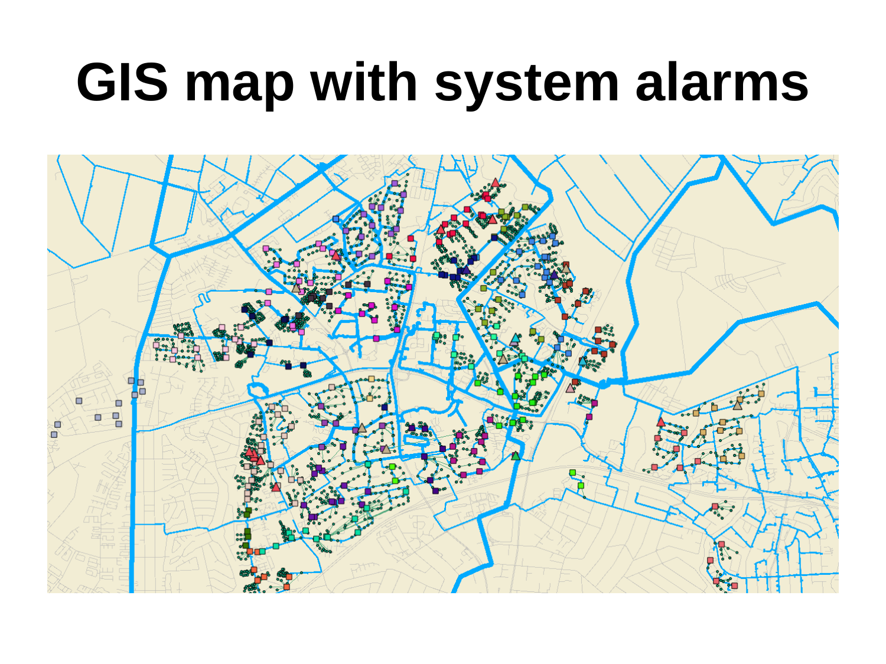# GIS map with system alarms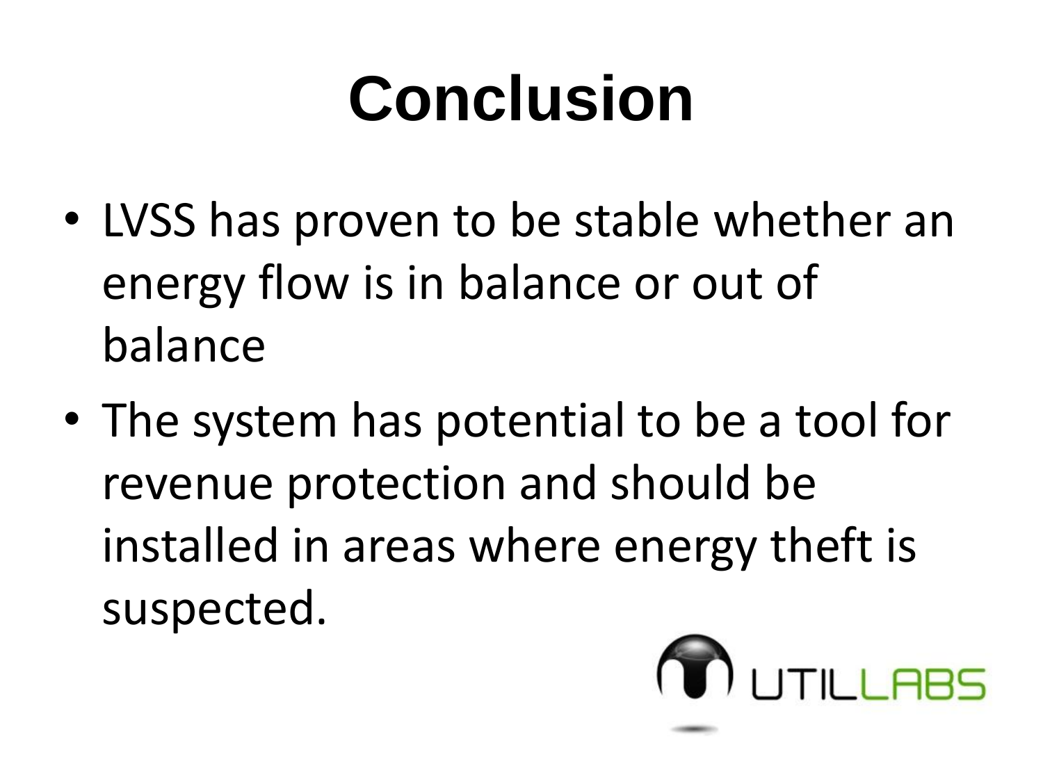# Conclusion

- LVSS has proven to be stable whether an energy flow is in balance or out of balance
- The system has potential to be a tool for revenue protection and should be installed in areas where energy theft is suspected.